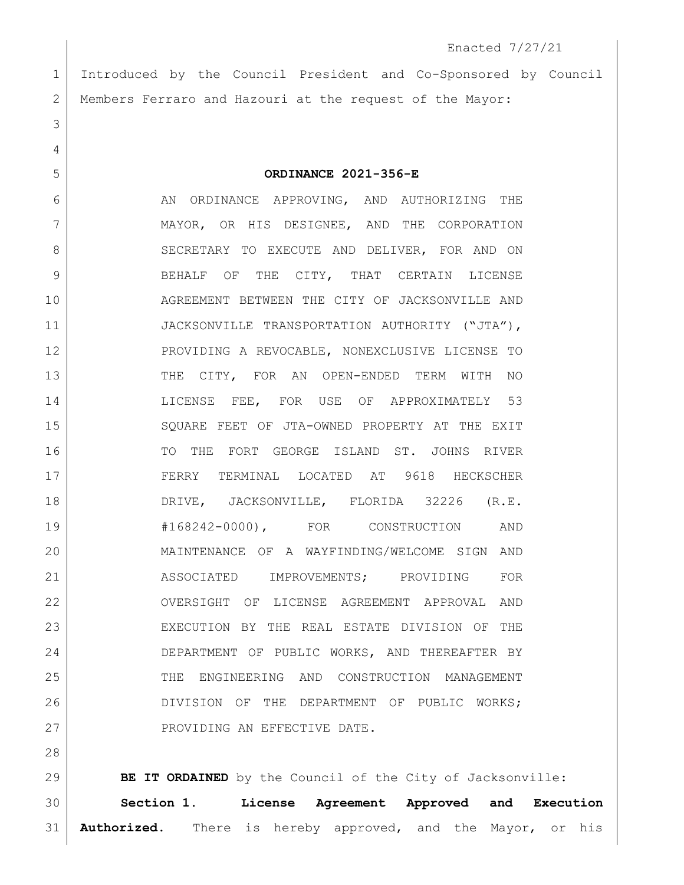Enacted 7/27/21

Introduced by the Council President and Co-Sponsored by Council Members Ferraro and Hazouri at the request of the Mayor:

**ORDINANCE 2021-356-E**

AN ORDINANCE APPROVING, AND AUTHORIZING THE MAYOR, OR HIS DESIGNEE, AND THE CORPORATION SECRETARY TO EXECUTE AND DELIVER, FOR AND ON BEHALF OF THE CITY, THAT CERTAIN LICENSE AGREEMENT BETWEEN THE CITY OF JACKSONVILLE AND JACKSONVILLE TRANSPORTATION AUTHORITY ("JTA"), PROVIDING A REVOCABLE, NONEXCLUSIVE LICENSE TO THE CITY, FOR AN OPEN-ENDED TERM WITH NO LICENSE FEE, FOR USE OF APPROXIMATELY 53 SQUARE FEET OF JTA-OWNED PROPERTY AT THE EXIT TO THE FORT GEORGE ISLAND ST. JOHNS RIVER FERRY TERMINAL LOCATED AT 9618 HECKSCHER DRIVE, JACKSONVILLE, FLORIDA 32226 (R.E. #168242-0000), FOR CONSTRUCTION AND MAINTENANCE OF A WAYFINDING/WELCOME SIGN AND ASSOCIATED IMPROVEMENTS; PROVIDING FOR OVERSIGHT OF LICENSE AGREEMENT APPROVAL AND EXECUTION BY THE REAL ESTATE DIVISION OF THE DEPARTMENT OF PUBLIC WORKS, AND THEREAFTER BY THE ENGINEERING AND CONSTRUCTION MANAGEMENT DIVISION OF THE DEPARTMENT OF PUBLIC WORKS; PROVIDING AN EFFECTIVE DATE.

**BE IT ORDAINED** by the Council of the City of Jacksonville:

**Section 1. License Agreement Approved and Execution Authorized.** There is hereby approved, and the Mayor, or his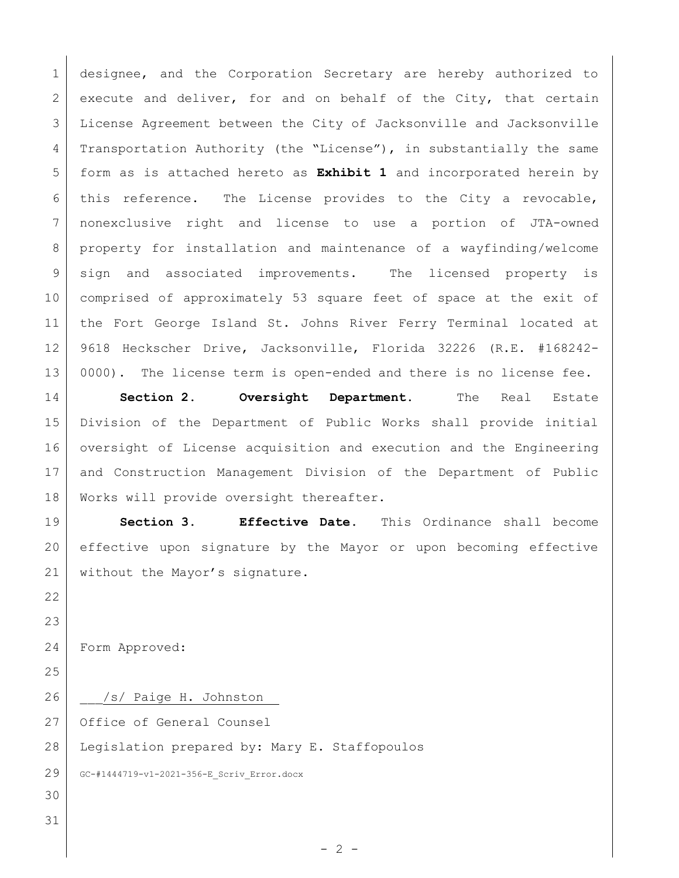designee, and the Corporation Secretary are hereby authorized to execute and deliver, for and on behalf of the City, that certain License Agreement between the City of Jacksonville and Jacksonville Transportation Authority (the "License"), in substantially the same form as is attached hereto as **Exhibit 1** and incorporated herein by this reference. The License provides to the City a revocable, nonexclusive right and license to use a portion of JTA-owned property for installation and maintenance of a wayfinding/welcome sign and associated improvements. The licensed property is comprised of approximately 53 square feet of space at the exit of the Fort George Island St. Johns River Ferry Terminal located at 9618 Heckscher Drive, Jacksonville, Florida 32226 (R.E. #168242-0000). The license term is open-ended and there is no license fee.

**Section 2. Oversight Department.** The Real Estate Division of the Department of Public Works shall provide initial oversight of License acquisition and execution and the Engineering and Construction Management Division of the Department of Public Works will provide oversight thereafter.

**Section 3. Effective Date.** This Ordinance shall become effective upon signature by the Mayor or upon becoming effective without the Mayor's signature.

Form Approved:

/s/ Paige H. Johnston

Office of General Counsel

Legislation prepared by: Mary E. Staffopoulos

GC-#1444719-v1-2021-356-E_Scriv_Error.docx